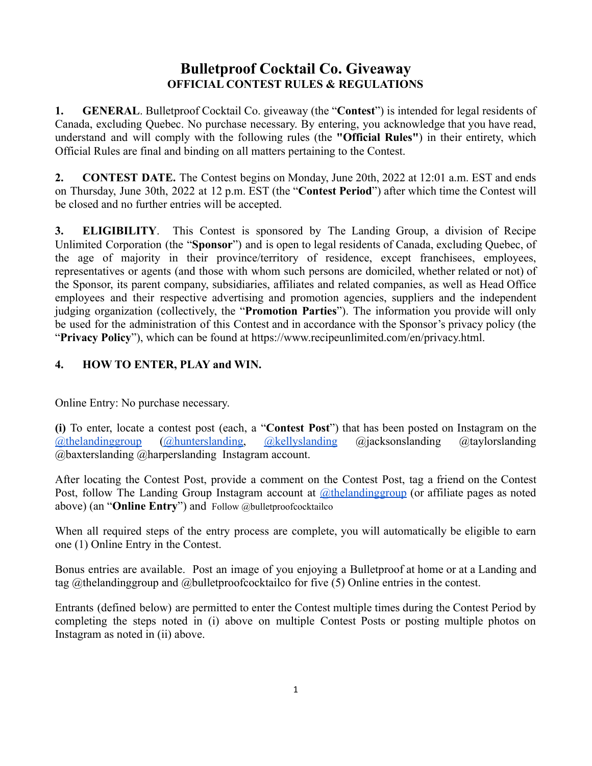# Bulletproof Cocktail Co. Giveaway

## OFFICIAL CONTEST RULES & REGULATIONS

**1. GENERAL**. Bulletproof Cocktail Co. giveaway (the "**Contest**") is intended for legal residents of Canada, excluding Quebec. No purchase necessary. By entering, you acknowledge that you have read, understand and will comply with the following rules (the **"Official Rules"**) in their entirety, which Official Rules are final and binding on all matters pertaining to the Contest.

**2. CONTEST DATE.** The Contest begins on Monday, June 20th, 2022 at 12:01 a.m. EST and ends on Thursday, June 30th, 2022 at 12 p.m. EST (the "**Contest Period**") after which time the Contest will be closed and no further entries will be accepted.

**3. ELIGIBILITY**. This Contest is sponsored by The Landing Group, a division of Recipe Unlimited Corporation (the "**Sponsor**") and is open to legal residents of Canada, excluding Quebec, of the age of majority in their province/territory of residence, except franchisees, employees, representatives or agents (and those with whom such persons are domiciled, whether related or not) of the Sponsor, its parent company, subsidiaries, affiliates and related companies, as well as Head Office employees and their respective advertising and promotion agencies, suppliers and the independent judging organization (collectively, the "**Promotion Parties**"). The information you provide will only be used for the administration of this Contest and in accordance with the Sponsor's privacy policy (the "**Privacy Policy**"), which can be found at https://www.recipeunlimited.com/en/privacy.html.

**4. HOW TO ENTER, PLAY and WIN.**

Online Entry: No purchase necessary.

**(i)** To enter, locate a contest post (each, a "**Contest Post**") that has been posted on Instagram on the @thelandinggroup (@hunterslanding, @kellyslanding @jacksonslanding @taylorslanding @baxterslanding @harperslanding Instagram account.

After locating the Contest Post, provide a comment on the Contest Post, tag a friend on the Contest Post, follow The Landing Group Instagram account at @thelandinggroup (or affiliate pages as noted above) (an "**Online Entry**") and Follow @bulletproofcocktailco

When all required steps of the entry process are complete, you will automatically be eligible to earn one (1) Online Entry in the Contest.

Bonus entries are available. Post an image of you enjoying a Bulletproof at home or at a Landing and tag @thelandinggroup and @bulletproofcocktailco for five (5) Online entries in the contest.

Entrants (defined below) are permitted to enter the Contest multiple times during the Contest Period by completing the steps noted in (i) above on multiple Contest Posts or posting multiple photos on Instagram as noted in (ii) above.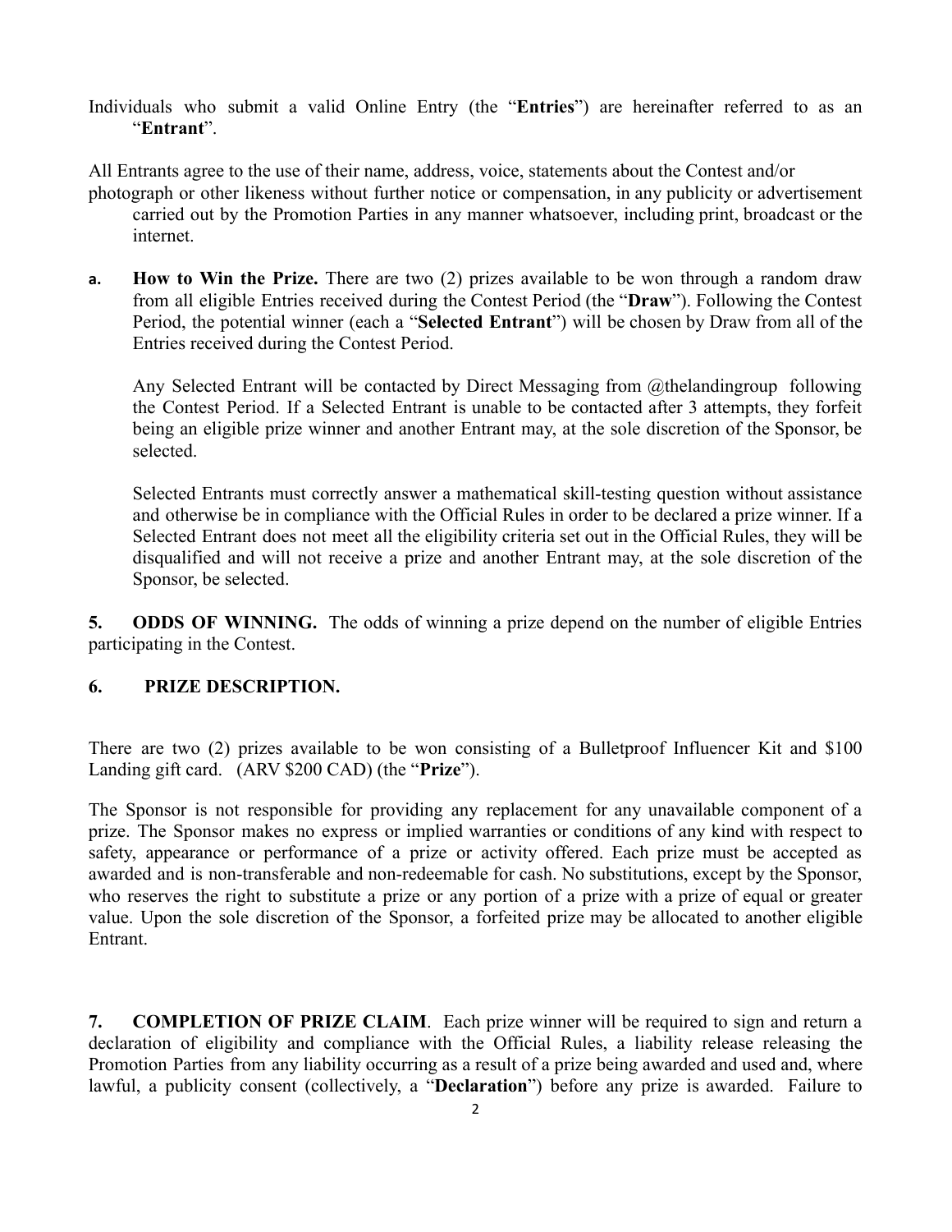Individuals who submit a valid Online Entry (the "**Entries**") are hereinafter referred to as an "**Entrant**".

All Entrants agree to the use of their name, address, voice, statements about the Contest and/or photograph or other likeness without further notice or compensation, in any publicity or advertisement carried out by the Promotion Parties in any manner whatsoever, including print, broadcast or the internet.

**a. How to Win the Prize.** There are two (2) prizes available to be won through a random draw from all eligible Entries received during the Contest Period (the "**Draw**"). Following the Contest Period, the potential winner (each a "**Selected Entrant**") will be chosen by Draw from all of the Entries received during the Contest Period.

Any Selected Entrant will be contacted by Direct Messaging from @thelandingroup following the Contest Period. If a Selected Entrant is unable to be contacted after 3 attempts, they forfeit being an eligible prize winner and another Entrant may, at the sole discretion of the Sponsor, be selected.

Selected Entrants must correctly answer a mathematical skill-testing question without assistance and otherwise be in compliance with the Official Rules in order to be declared a prize winner. If a Selected Entrant does not meet all the eligibility criteria set out in the Official Rules, they will be disqualified and will not receive a prize and another Entrant may, at the sole discretion of the Sponsor, be selected.

**5. ODDS OF WINNING.** The odds of winning a prize depend on the number of eligible Entries participating in the Contest.

**6. PRIZE DESCRIPTION.**

There are two (2) prizes available to be won consisting of a Bulletproof Influencer Kit and $100 Landing gift card. (ARV $200 CAD) (the "**Prize**").

The Sponsor is not responsible for providing any replacement for any unavailable component of a prize. The Sponsor makes no express or implied warranties or conditions of any kind with respect to safety, appearance or performance of a prize or activity offered. Each prize must be accepted as awarded and is non-transferable and non-redeemable for cash. No substitutions, except by the Sponsor, who reserves the right to substitute a prize or any portion of a prize with a prize of equal or greater value. Upon the sole discretion of the Sponsor, a forfeited prize may be allocated to another eligible Entrant.

**7. COMPLETION OF PRIZE CLAIM**. Each prize winner will be required to sign and return a declaration of eligibility and compliance with the Official Rules, a liability release releasing the Promotion Parties from any liability occurring as a result of a prize being awarded and used and, where lawful, a publicity consent (collectively, a "**Declaration**") before any prize is awarded. Failure to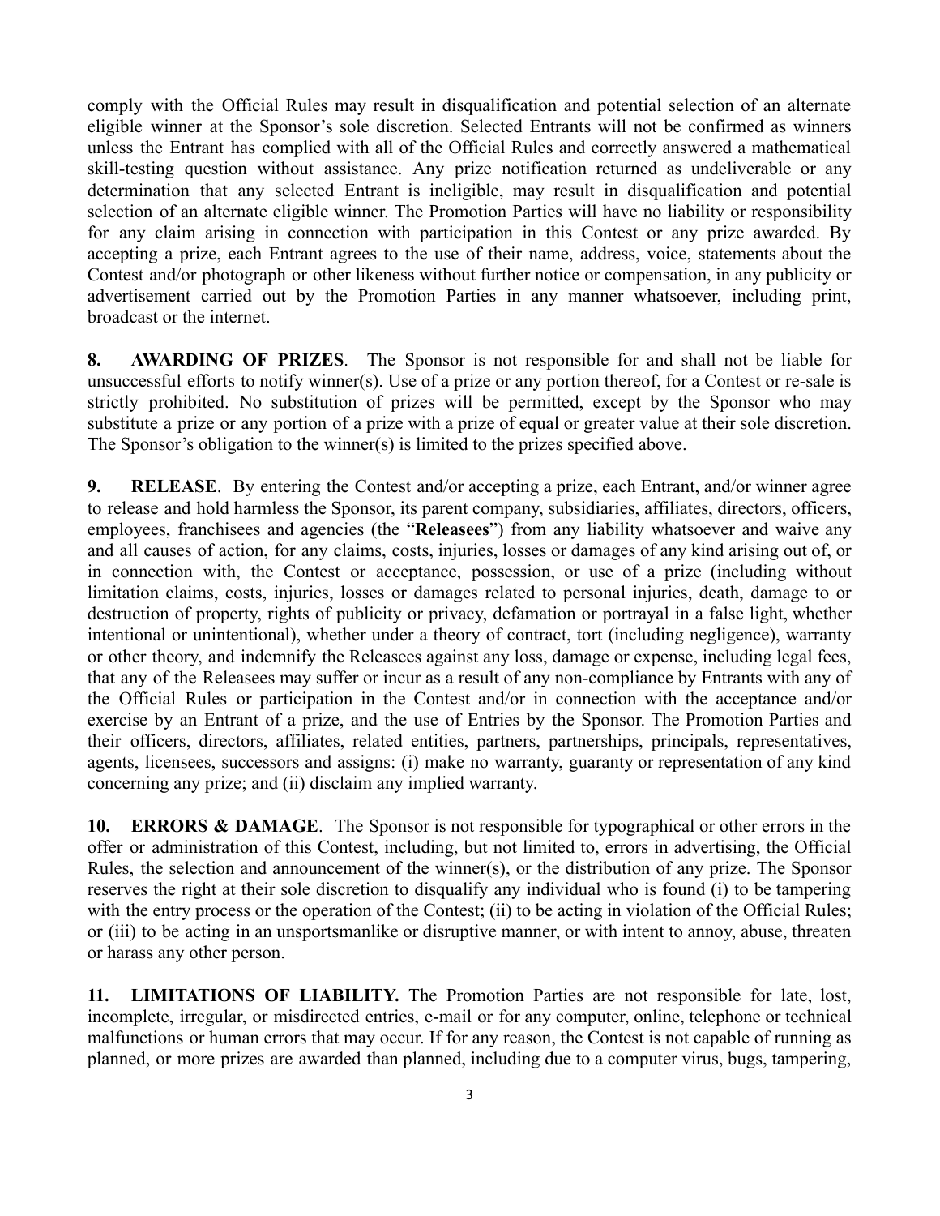comply with the Official Rules may result in disqualification and potential selection of an alternate eligible winner at the Sponsor's sole discretion. Selected Entrants will not be confirmed as winners unless the Entrant has complied with all of the Official Rules and correctly answered a mathematical skill-testing question without assistance. Any prize notification returned as undeliverable or any determination that any selected Entrant is ineligible, may result in disqualification and potential selection of an alternate eligible winner. The Promotion Parties will have no liability or responsibility for any claim arising in connection with participation in this Contest or any prize awarded. By accepting a prize, each Entrant agrees to the use of their name, address, voice, statements about the Contest and/or photograph or other likeness without further notice or compensation, in any publicity or advertisement carried out by the Promotion Parties in any manner whatsoever, including print, broadcast or the internet.

**8. AWARDING OF PRIZES**. The Sponsor is not responsible for and shall not be liable for unsuccessful efforts to notify winner(s). Use of a prize or any portion thereof, for a Contest or re-sale is strictly prohibited. No substitution of prizes will be permitted, except by the Sponsor who may substitute a prize or any portion of a prize with a prize of equal or greater value at their sole discretion. The Sponsor's obligation to the winner(s) is limited to the prizes specified above.

**9. RELEASE**. By entering the Contest and/or accepting a prize, each Entrant, and/or winner agree to release and hold harmless the Sponsor, its parent company, subsidiaries, affiliates, directors, officers, employees, franchisees and agencies (the "**Releasees**") from any liability whatsoever and waive any and all causes of action, for any claims, costs, injuries, losses or damages of any kind arising out of, or in connection with, the Contest or acceptance, possession, or use of a prize (including without limitation claims, costs, injuries, losses or damages related to personal injuries, death, damage to or destruction of property, rights of publicity or privacy, defamation or portrayal in a false light, whether intentional or unintentional), whether under a theory of contract, tort (including negligence), warranty or other theory, and indemnify the Releasees against any loss, damage or expense, including legal fees, that any of the Releasees may suffer or incur as a result of any non-compliance by Entrants with any of the Official Rules or participation in the Contest and/or in connection with the acceptance and/or exercise by an Entrant of a prize, and the use of Entries by the Sponsor. The Promotion Parties and their officers, directors, affiliates, related entities, partners, partnerships, principals, representatives, agents, licensees, successors and assigns: (i) make no warranty, guaranty or representation of any kind concerning any prize; and (ii) disclaim any implied warranty.

**10. ERRORS & DAMAGE**. The Sponsor is not responsible for typographical or other errors in the offer or administration of this Contest, including, but not limited to, errors in advertising, the Official Rules, the selection and announcement of the winner(s), or the distribution of any prize. The Sponsor reserves the right at their sole discretion to disqualify any individual who is found (i) to be tampering with the entry process or the operation of the Contest; (ii) to be acting in violation of the Official Rules; or (iii) to be acting in an unsportsmanlike or disruptive manner, or with intent to annoy, abuse, threaten or harass any other person.

**11. LIMITATIONS OF LIABILITY.** The Promotion Parties are not responsible for late, lost, incomplete, irregular, or misdirected entries, e-mail or for any computer, online, telephone or technical malfunctions or human errors that may occur. If for any reason, the Contest is not capable of running as planned, or more prizes are awarded than planned, including due to a computer virus, bugs, tampering,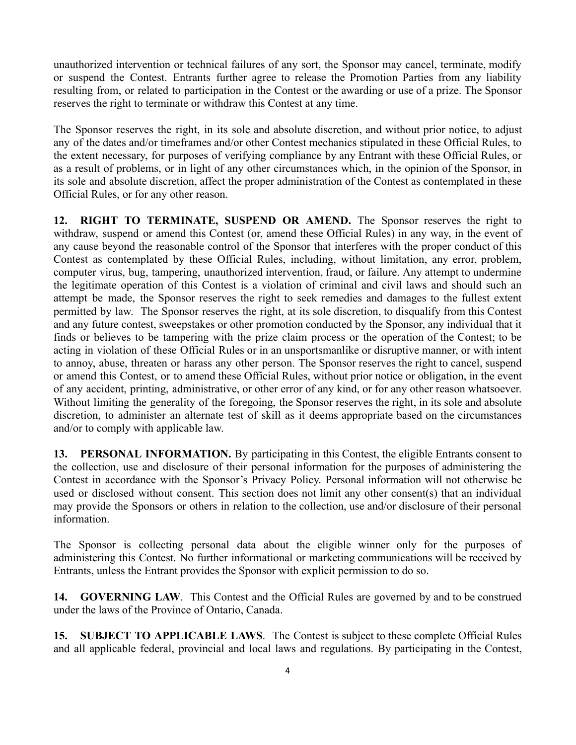unauthorized intervention or technical failures of any sort, the Sponsor may cancel, terminate, modify or suspend the Contest. Entrants further agree to release the Promotion Parties from any liability resulting from, or related to participation in the Contest or the awarding or use of a prize. The Sponsor reserves the right to terminate or withdraw this Contest at any time.

The Sponsor reserves the right, in its sole and absolute discretion, and without prior notice, to adjust any of the dates and/or timeframes and/or other Contest mechanics stipulated in these Official Rules, to the extent necessary, for purposes of verifying compliance by any Entrant with these Official Rules, or as a result of problems, or in light of any other circumstances which, in the opinion of the Sponsor, in its sole and absolute discretion, affect the proper administration of the Contest as contemplated in these Official Rules, or for any other reason.

**12. RIGHT TO TERMINATE, SUSPEND OR AMEND.** The Sponsor reserves the right to withdraw, suspend or amend this Contest (or, amend these Official Rules) in any way, in the event of any cause beyond the reasonable control of the Sponsor that interferes with the proper conduct of this Contest as contemplated by these Official Rules, including, without limitation, any error, problem, computer virus, bug, tampering, unauthorized intervention, fraud, or failure. Any attempt to undermine the legitimate operation of this Contest is a violation of criminal and civil laws and should such an attempt be made, the Sponsor reserves the right to seek remedies and damages to the fullest extent permitted by law. The Sponsor reserves the right, at its sole discretion, to disqualify from this Contest and any future contest, sweepstakes or other promotion conducted by the Sponsor, any individual that it finds or believes to be tampering with the prize claim process or the operation of the Contest; to be acting in violation of these Official Rules or in an unsportsmanlike or disruptive manner, or with intent to annoy, abuse, threaten or harass any other person. The Sponsor reserves the right to cancel, suspend or amend this Contest, or to amend these Official Rules, without prior notice or obligation, in the event of any accident, printing, administrative, or other error of any kind, or for any other reason whatsoever. Without limiting the generality of the foregoing, the Sponsor reserves the right, in its sole and absolute discretion, to administer an alternate test of skill as it deems appropriate based on the circumstances and/or to comply with applicable law.

**13. PERSONAL INFORMATION.** By participating in this Contest, the eligible Entrants consent to the collection, use and disclosure of their personal information for the purposes of administering the Contest in accordance with the Sponsor's Privacy Policy. Personal information will not otherwise be used or disclosed without consent. This section does not limit any other consent(s) that an individual may provide the Sponsors or others in relation to the collection, use and/or disclosure of their personal information.

The Sponsor is collecting personal data about the eligible winner only for the purposes of administering this Contest. No further informational or marketing communications will be received by Entrants, unless the Entrant provides the Sponsor with explicit permission to do so.

**14. GOVERNING LAW**. This Contest and the Official Rules are governed by and to be construed under the laws of the Province of Ontario, Canada.

**15. SUBJECT TO APPLICABLE LAWS**. The Contest is subject to these complete Official Rules and all applicable federal, provincial and local laws and regulations. By participating in the Contest,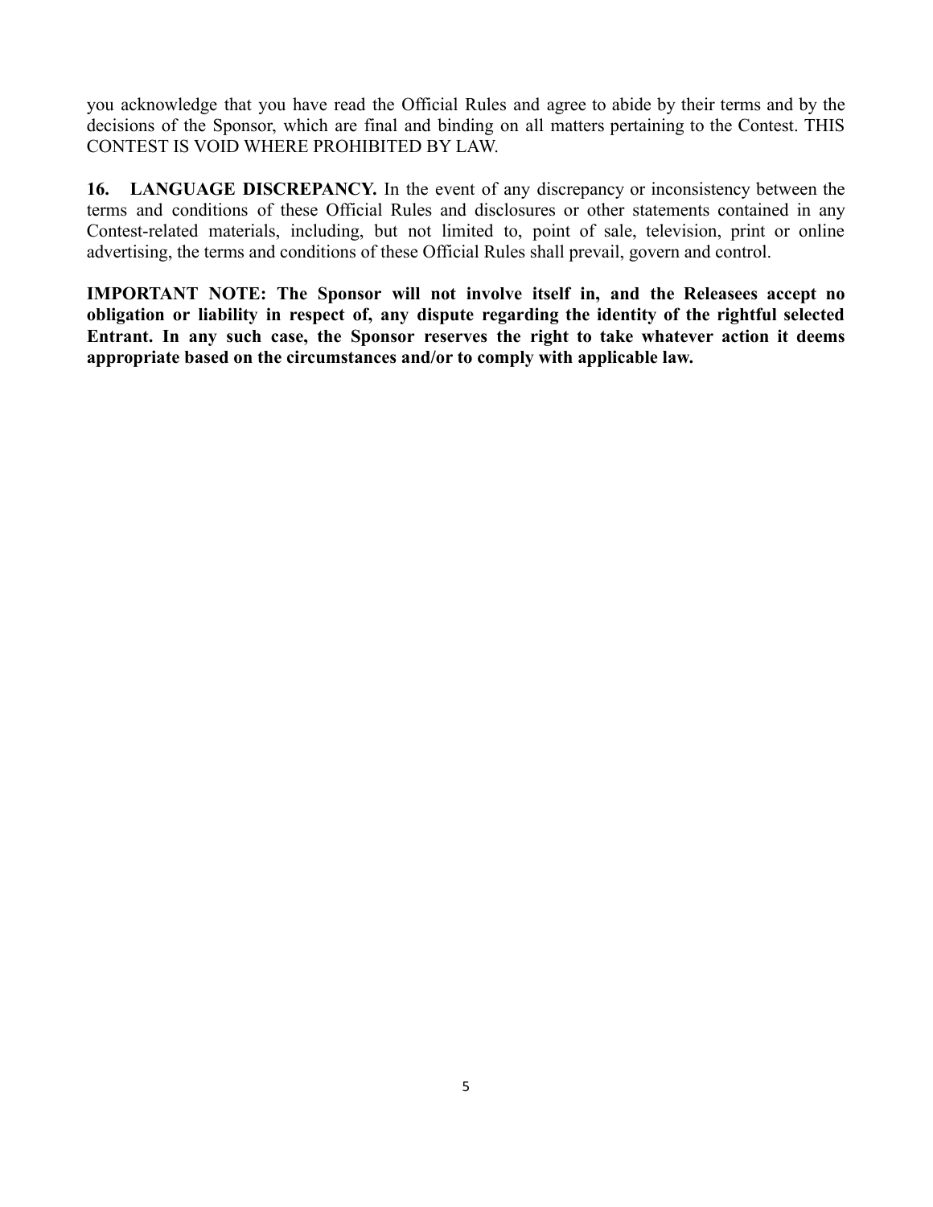you acknowledge that you have read the Official Rules and agree to abide by their terms and by the decisions of the Sponsor, which are final and binding on all matters pertaining to the Contest. THIS CONTEST IS VOID WHERE PROHIBITED BY LAW.

**16. LANGUAGE DISCREPANCY.** In the event of any discrepancy or inconsistency between the terms and conditions of these Official Rules and disclosures or other statements contained in any Contest-related materials, including, but not limited to, point of sale, television, print or online advertising, the terms and conditions of these Official Rules shall prevail, govern and control.

**IMPORTANT NOTE: The Sponsor will not involve itself in, and the Releasees accept no obligation or liability in respect of, any dispute regarding the identity of the rightful selected Entrant. In any such case, the Sponsor reserves the right to take whatever action it deems appropriate based on the circumstances and/or to comply with applicable law.**